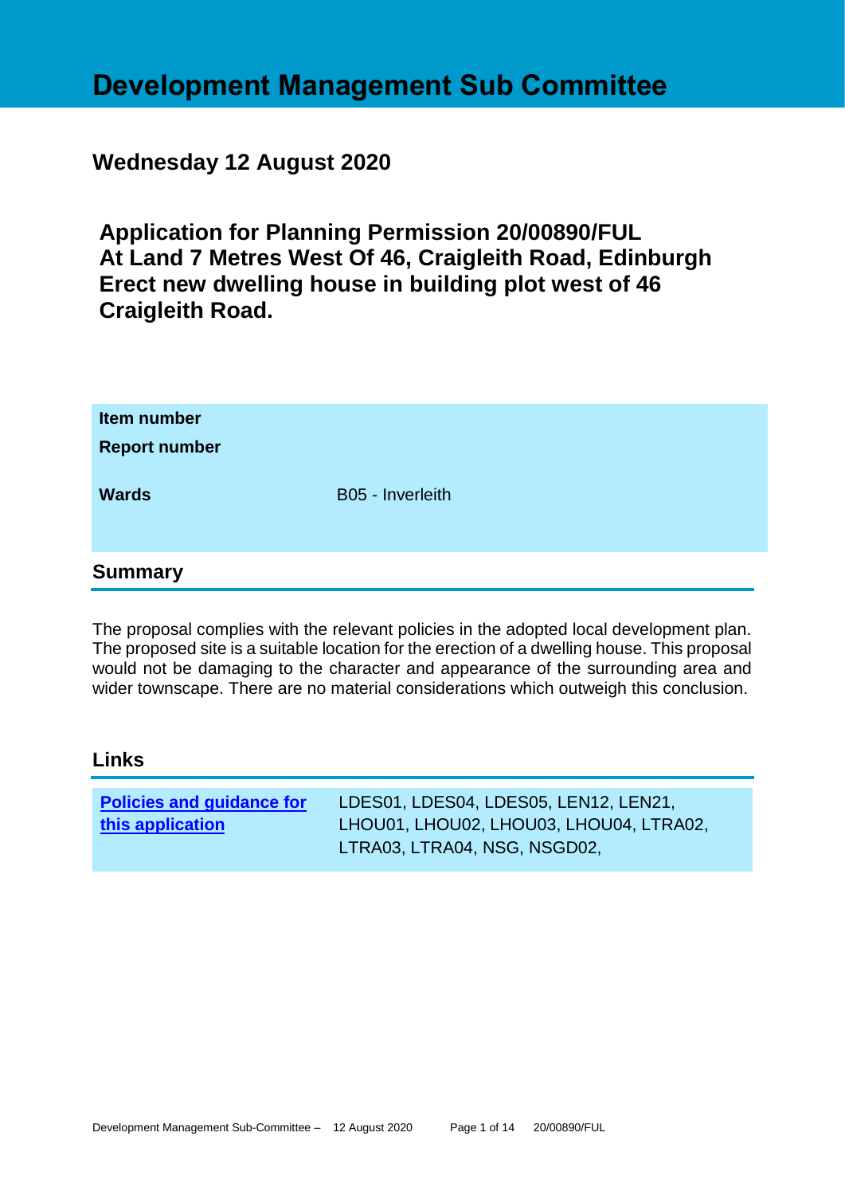# Development Management Sub Committee

## Wednesday 12 August 2020

## Application for Planning Permission 20/00890/FUL At Land 7 Metres West Of 46, Craigleith Road, Edinburgh Erect new dwelling house in building plot west of 46 Craigleith Road.

| | |
|---|---|
| **Item number** | |
| **Report number** | |
| **Wards** | B05 - Inverleith |

## Summary

The proposal complies with the relevant policies in the adopted local development plan. The proposed site is a suitable location for the erection of a dwelling house. This proposal would not be damaging to the character and appearance of the surrounding area and wider townscape. There are no material considerations which outweigh this conclusion.

## Links

| | |
|---|---|
| **Policies and guidance for this application** | LDES01, LDES04, LDES05, LEN12, LEN21, LHOU01, LHOU02, LHOU03, LHOU04, LTRA02, LTRA03, LTRA04, NSG, NSGD02, |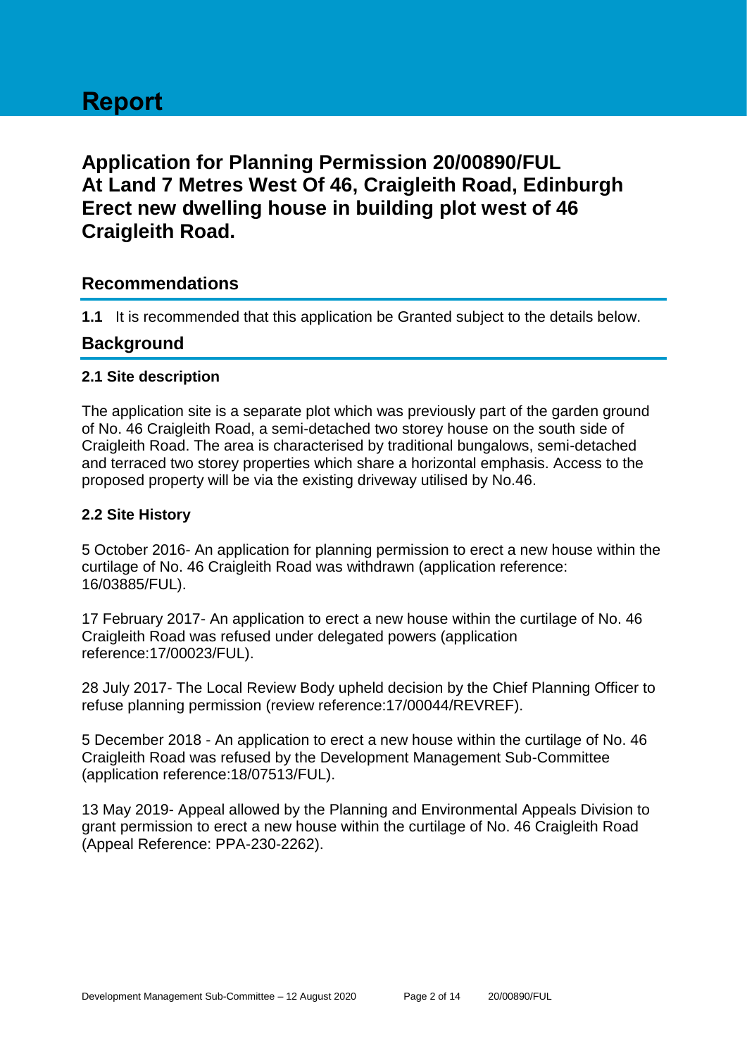# Report

## Application for Planning Permission 20/00890/FUL At Land 7 Metres West Of 46, Craigleith Road, Edinburgh Erect new dwelling house in building plot west of 46 Craigleith Road.

## Recommendations

**1.1** It is recommended that this application be Granted subject to the details below.

## Background

### 2.1 Site description

The application site is a separate plot which was previously part of the garden ground of No. 46 Craigleith Road, a semi-detached two storey house on the south side of Craigleith Road. The area is characterised by traditional bungalows, semi-detached and terraced two storey properties which share a horizontal emphasis. Access to the proposed property will be via the existing driveway utilised by No.46.

### 2.2 Site History

5 October 2016- An application for planning permission to erect a new house within the curtilage of No. 46 Craigleith Road was withdrawn (application reference: 16/03885/FUL).

17 February 2017- An application to erect a new house within the curtilage of No. 46 Craigleith Road was refused under delegated powers (application reference:17/00023/FUL).

28 July 2017- The Local Review Body upheld decision by the Chief Planning Officer to refuse planning permission (review reference:17/00044/REVREF).

5 December 2018 - An application to erect a new house within the curtilage of No. 46 Craigleith Road was refused by the Development Management Sub-Committee (application reference:18/07513/FUL).

13 May 2019- Appeal allowed by the Planning and Environmental Appeals Division to grant permission to erect a new house within the curtilage of No. 46 Craigleith Road (Appeal Reference: PPA-230-2262).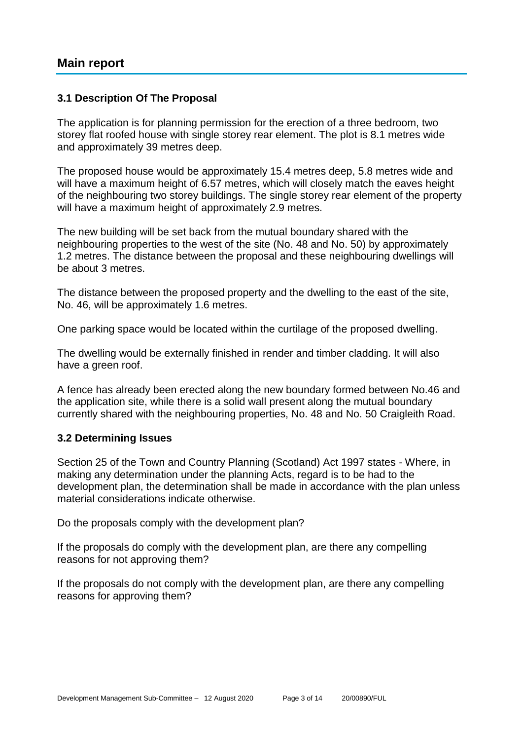# Main report

### 3.1 Description Of The Proposal

The application is for planning permission for the erection of a three bedroom, two storey flat roofed house with single storey rear element. The plot is 8.1 metres wide and approximately 39 metres deep.

The proposed house would be approximately 15.4 metres deep, 5.8 metres wide and will have a maximum height of 6.57 metres, which will closely match the eaves height of the neighbouring two storey buildings. The single storey rear element of the property will have a maximum height of approximately 2.9 metres.

The new building will be set back from the mutual boundary shared with the neighbouring properties to the west of the site (No. 48 and No. 50) by approximately 1.2 metres. The distance between the proposal and these neighbouring dwellings will be about 3 metres.

The distance between the proposed property and the dwelling to the east of the site, No. 46, will be approximately 1.6 metres.

One parking space would be located within the curtilage of the proposed dwelling.

The dwelling would be externally finished in render and timber cladding. It will also have a green roof.

A fence has already been erected along the new boundary formed between No.46 and the application site, while there is a solid wall present along the mutual boundary currently shared with the neighbouring properties, No. 48 and No. 50 Craigleith Road.

### 3.2 Determining Issues

Section 25 of the Town and Country Planning (Scotland) Act 1997 states - Where, in making any determination under the planning Acts, regard is to be had to the development plan, the determination shall be made in accordance with the plan unless material considerations indicate otherwise.

Do the proposals comply with the development plan?

If the proposals do comply with the development plan, are there any compelling reasons for not approving them?

If the proposals do not comply with the development plan, are there any compelling reasons for approving them?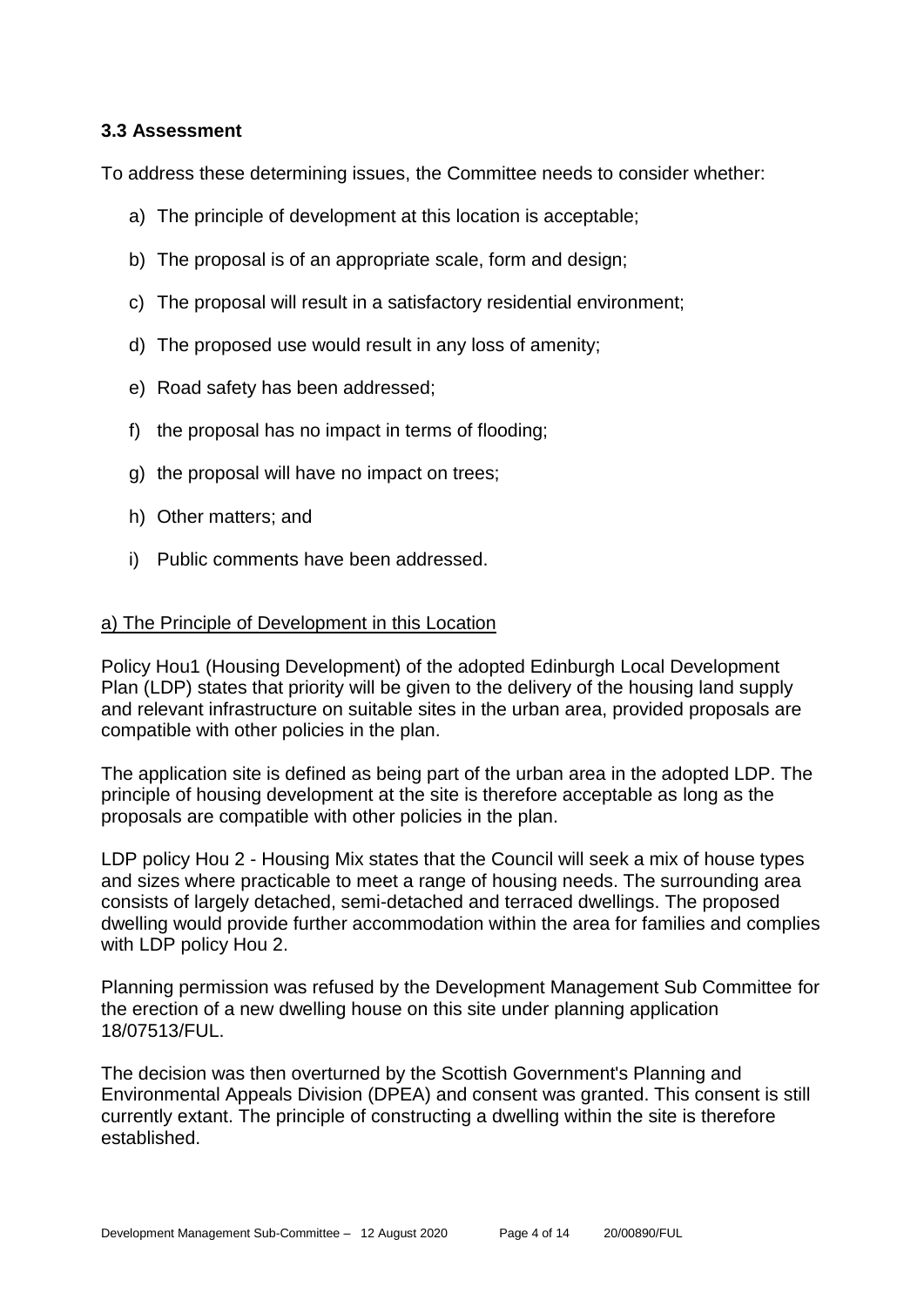### 3.3 Assessment

To address these determining issues, the Committee needs to consider whether:

a) The principle of development at this location is acceptable;

b) The proposal is of an appropriate scale, form and design;

c) The proposal will result in a satisfactory residential environment;

d) The proposed use would result in any loss of amenity;

e) Road safety has been addressed;

f) the proposal has no impact in terms of flooding;

g) the proposal will have no impact on trees;

h) Other matters; and

i) Public comments have been addressed.

<u>a) The Principle of Development in this Location</u>

Policy Hou1 (Housing Development) of the adopted Edinburgh Local Development Plan (LDP) states that priority will be given to the delivery of the housing land supply and relevant infrastructure on suitable sites in the urban area, provided proposals are compatible with other policies in the plan.

The application site is defined as being part of the urban area in the adopted LDP. The principle of housing development at the site is therefore acceptable as long as the proposals are compatible with other policies in the plan.

LDP policy Hou 2 - Housing Mix states that the Council will seek a mix of house types and sizes where practicable to meet a range of housing needs. The surrounding area consists of largely detached, semi-detached and terraced dwellings. The proposed dwelling would provide further accommodation within the area for families and complies with LDP policy Hou 2.

Planning permission was refused by the Development Management Sub Committee for the erection of a new dwelling house on this site under planning application 18/07513/FUL.

The decision was then overturned by the Scottish Government's Planning and Environmental Appeals Division (DPEA) and consent was granted. This consent is still currently extant. The principle of constructing a dwelling within the site is therefore established.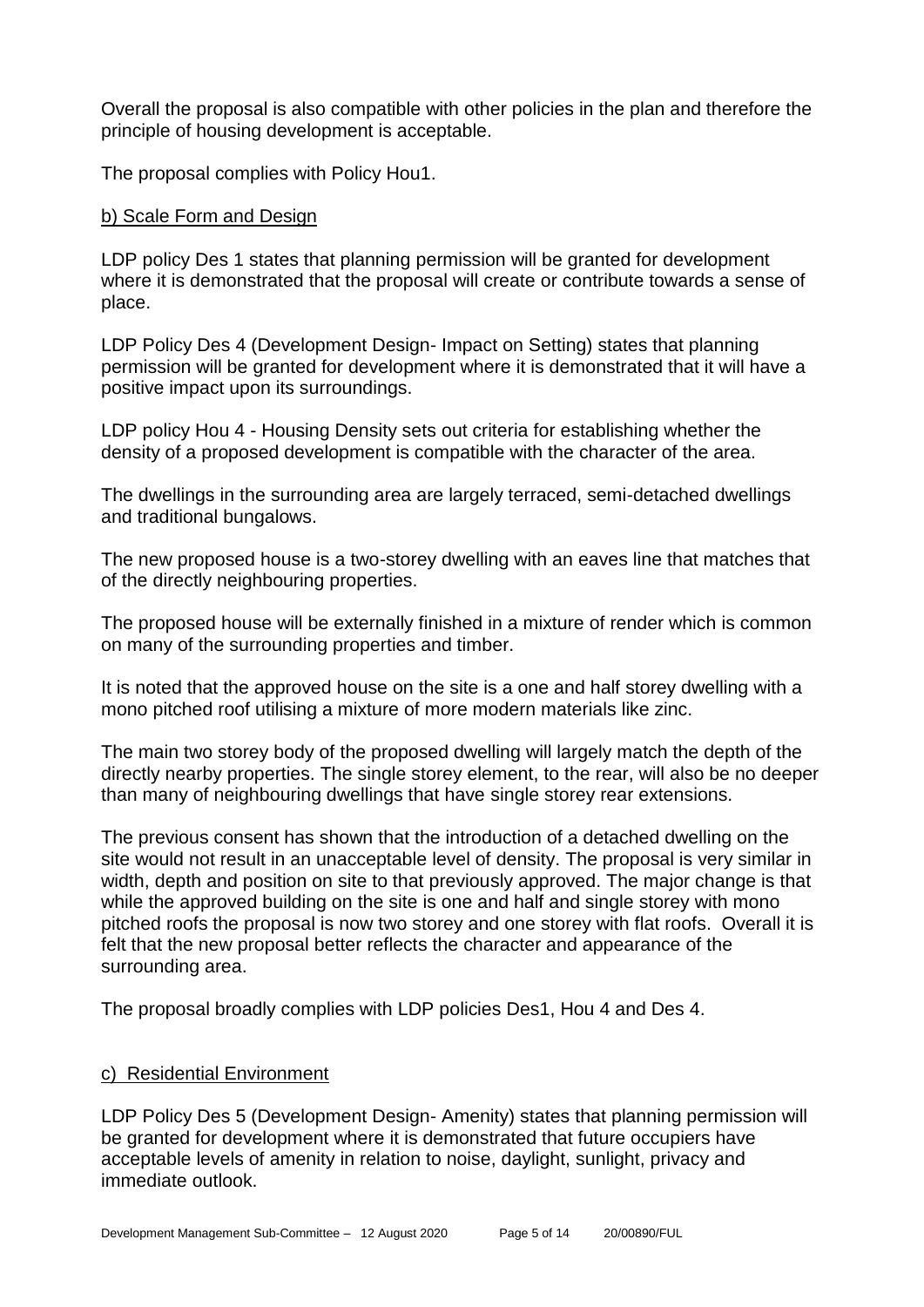Overall the proposal is also compatible with other policies in the plan and therefore the principle of housing development is acceptable.

The proposal complies with Policy Hou1.

b) Scale Form and Design

LDP policy Des 1 states that planning permission will be granted for development where it is demonstrated that the proposal will create or contribute towards a sense of place.

LDP Policy Des 4 (Development Design- Impact on Setting) states that planning permission will be granted for development where it is demonstrated that it will have a positive impact upon its surroundings.

LDP policy Hou 4 - Housing Density sets out criteria for establishing whether the density of a proposed development is compatible with the character of the area.

The dwellings in the surrounding area are largely terraced, semi-detached dwellings and traditional bungalows.

The new proposed house is a two-storey dwelling with an eaves line that matches that of the directly neighbouring properties.

The proposed house will be externally finished in a mixture of render which is common on many of the surrounding properties and timber.

It is noted that the approved house on the site is a one and half storey dwelling with a mono pitched roof utilising a mixture of more modern materials like zinc.

The main two storey body of the proposed dwelling will largely match the depth of the directly nearby properties. The single storey element, to the rear, will also be no deeper than many of neighbouring dwellings that have single storey rear extensions.

The previous consent has shown that the introduction of a detached dwelling on the site would not result in an unacceptable level of density. The proposal is very similar in width, depth and position on site to that previously approved. The major change is that while the approved building on the site is one and half and single storey with mono pitched roofs the proposal is now two storey and one storey with flat roofs. Overall it is felt that the new proposal better reflects the character and appearance of the surrounding area.

The proposal broadly complies with LDP policies Des1, Hou 4 and Des 4.

c) Residential Environment

LDP Policy Des 5 (Development Design- Amenity) states that planning permission will be granted for development where it is demonstrated that future occupiers have acceptable levels of amenity in relation to noise, daylight, sunlight, privacy and immediate outlook.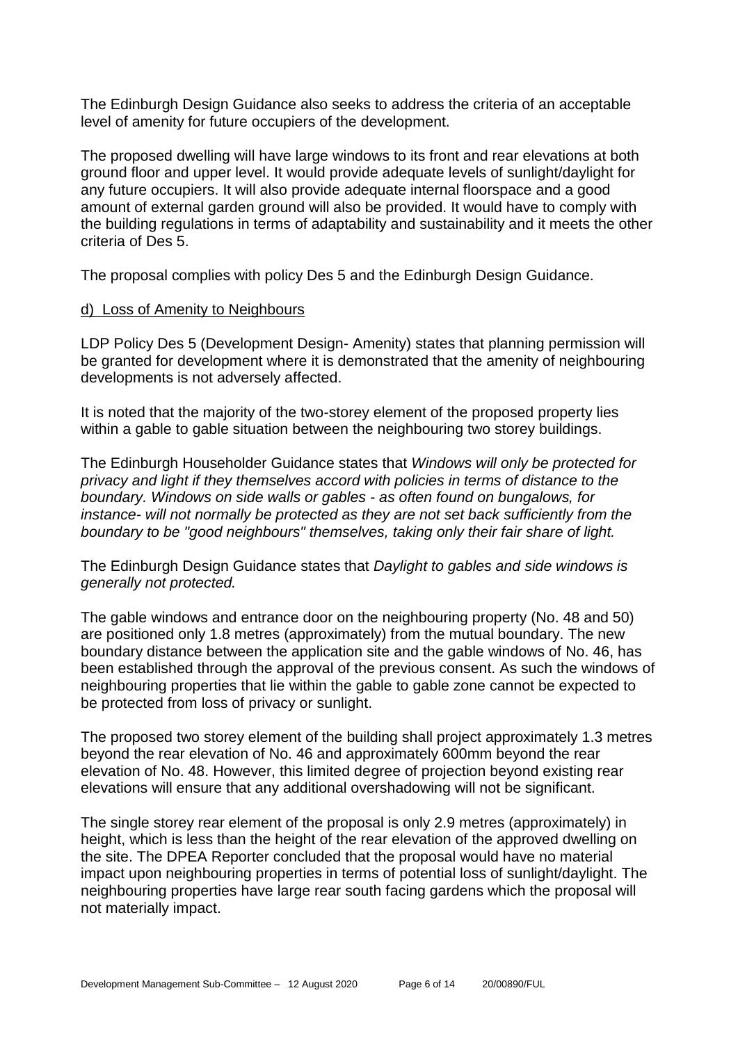The Edinburgh Design Guidance also seeks to address the criteria of an acceptable level of amenity for future occupiers of the development.

The proposed dwelling will have large windows to its front and rear elevations at both ground floor and upper level. It would provide adequate levels of sunlight/daylight for any future occupiers. It will also provide adequate internal floorspace and a good amount of external garden ground will also be provided. It would have to comply with the building regulations in terms of adaptability and sustainability and it meets the other criteria of Des 5.

The proposal complies with policy Des 5 and the Edinburgh Design Guidance.

d) Loss of Amenity to Neighbours

LDP Policy Des 5 (Development Design- Amenity) states that planning permission will be granted for development where it is demonstrated that the amenity of neighbouring developments is not adversely affected.

It is noted that the majority of the two-storey element of the proposed property lies within a gable to gable situation between the neighbouring two storey buildings.

The Edinburgh Householder Guidance states that *Windows will only be protected for privacy and light if they themselves accord with policies in terms of distance to the boundary. Windows on side walls or gables - as often found on bungalows, for instance- will not normally be protected as they are not set back sufficiently from the boundary to be "good neighbours" themselves, taking only their fair share of light.*

The Edinburgh Design Guidance states that *Daylight to gables and side windows is generally not protected.*

The gable windows and entrance door on the neighbouring property (No. 48 and 50) are positioned only 1.8 metres (approximately) from the mutual boundary. The new boundary distance between the application site and the gable windows of No. 46, has been established through the approval of the previous consent. As such the windows of neighbouring properties that lie within the gable to gable zone cannot be expected to be protected from loss of privacy or sunlight.

The proposed two storey element of the building shall project approximately 1.3 metres beyond the rear elevation of No. 46 and approximately 600mm beyond the rear elevation of No. 48. However, this limited degree of projection beyond existing rear elevations will ensure that any additional overshadowing will not be significant.

The single storey rear element of the proposal is only 2.9 metres (approximately) in height, which is less than the height of the rear elevation of the approved dwelling on the site. The DPEA Reporter concluded that the proposal would have no material impact upon neighbouring properties in terms of potential loss of sunlight/daylight. The neighbouring properties have large rear south facing gardens which the proposal will not materially impact.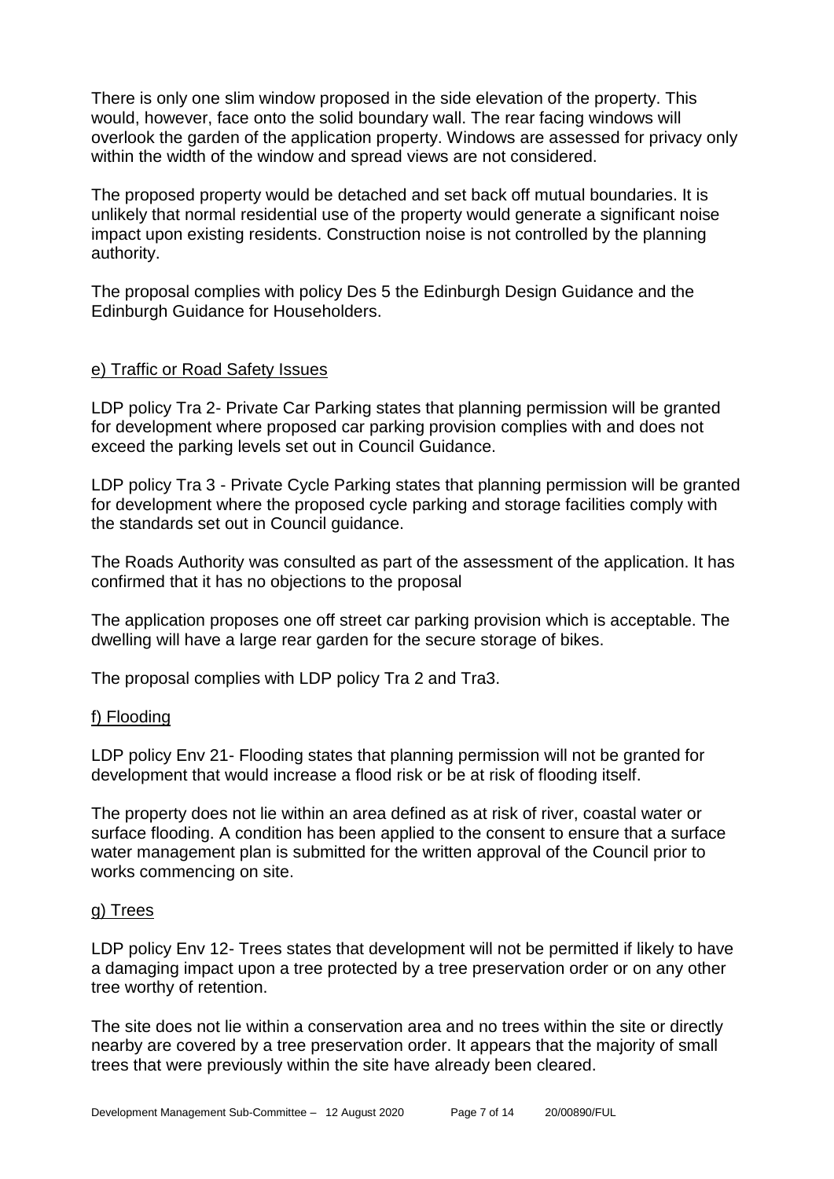There is only one slim window proposed in the side elevation of the property. This would, however, face onto the solid boundary wall. The rear facing windows will overlook the garden of the application property. Windows are assessed for privacy only within the width of the window and spread views are not considered.

The proposed property would be detached and set back off mutual boundaries. It is unlikely that normal residential use of the property would generate a significant noise impact upon existing residents. Construction noise is not controlled by the planning authority.

The proposal complies with policy Des 5 the Edinburgh Design Guidance and the Edinburgh Guidance for Householders.

### e) Traffic or Road Safety Issues

LDP policy Tra 2- Private Car Parking states that planning permission will be granted for development where proposed car parking provision complies with and does not exceed the parking levels set out in Council Guidance.

LDP policy Tra 3 - Private Cycle Parking states that planning permission will be granted for development where the proposed cycle parking and storage facilities comply with the standards set out in Council guidance.

The Roads Authority was consulted as part of the assessment of the application. It has confirmed that it has no objections to the proposal

The application proposes one off street car parking provision which is acceptable. The dwelling will have a large rear garden for the secure storage of bikes.

The proposal complies with LDP policy Tra 2 and Tra3.

### f) Flooding

LDP policy Env 21- Flooding states that planning permission will not be granted for development that would increase a flood risk or be at risk of flooding itself.

The property does not lie within an area defined as at risk of river, coastal water or surface flooding. A condition has been applied to the consent to ensure that a surface water management plan is submitted for the written approval of the Council prior to works commencing on site.

### g) Trees

LDP policy Env 12- Trees states that development will not be permitted if likely to have a damaging impact upon a tree protected by a tree preservation order or on any other tree worthy of retention.

The site does not lie within a conservation area and no trees within the site or directly nearby are covered by a tree preservation order. It appears that the majority of small trees that were previously within the site have already been cleared.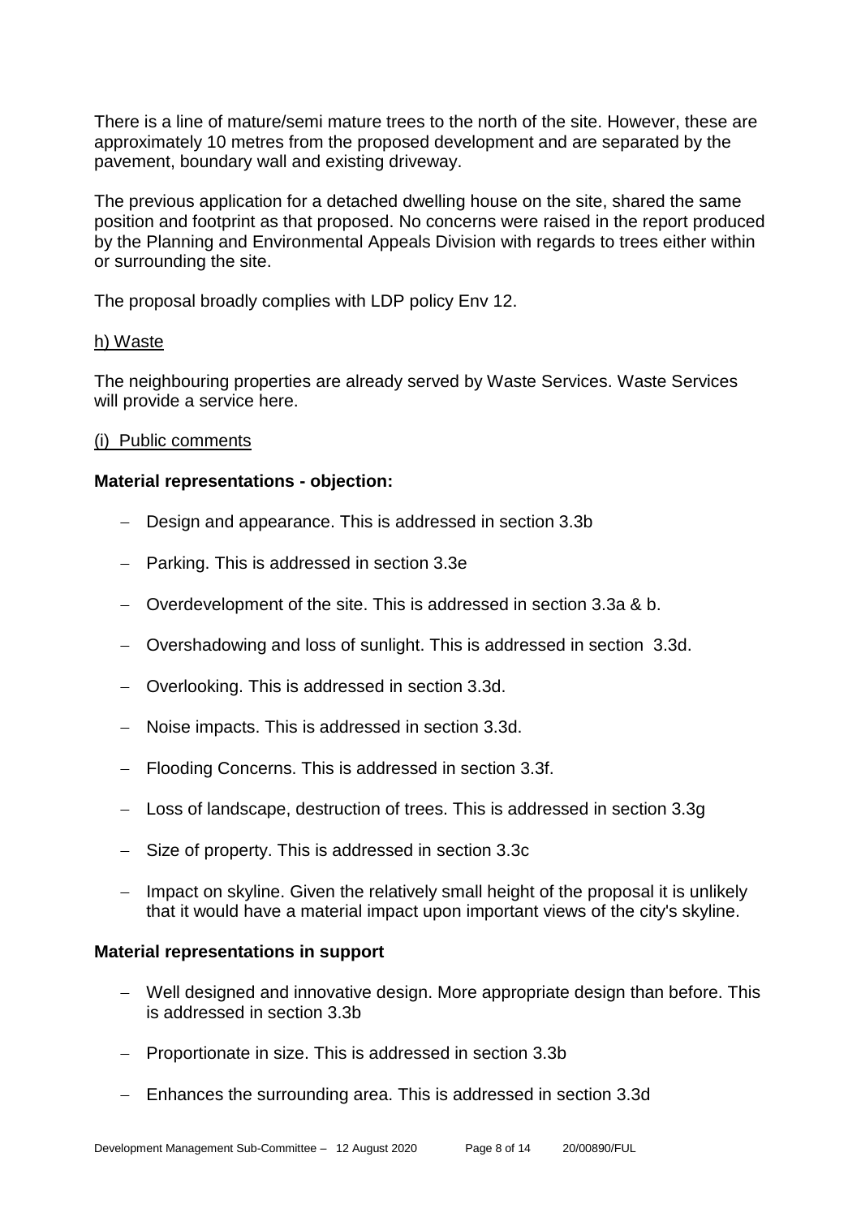There is a line of mature/semi mature trees to the north of the site. However, these are approximately 10 metres from the proposed development and are separated by the pavement, boundary wall and existing driveway.

The previous application for a detached dwelling house on the site, shared the same position and footprint as that proposed. No concerns were raised in the report produced by the Planning and Environmental Appeals Division with regards to trees either within or surrounding the site.

The proposal broadly complies with LDP policy Env 12.

h) Waste

The neighbouring properties are already served by Waste Services. Waste Services will provide a service here.

(i) Public comments

**Material representations - objection:**

- Design and appearance. This is addressed in section 3.3b
- Parking. This is addressed in section 3.3e
- Overdevelopment of the site. This is addressed in section 3.3a & b.
- Overshadowing and loss of sunlight. This is addressed in section 3.3d.
- Overlooking. This is addressed in section 3.3d.
- Noise impacts. This is addressed in section 3.3d.
- Flooding Concerns. This is addressed in section 3.3f.
- Loss of landscape, destruction of trees. This is addressed in section 3.3g
- Size of property. This is addressed in section 3.3c
- Impact on skyline. Given the relatively small height of the proposal it is unlikely that it would have a material impact upon important views of the city's skyline.

**Material representations in support**

- Well designed and innovative design. More appropriate design than before. This is addressed in section 3.3b
- Proportionate in size. This is addressed in section 3.3b
- Enhances the surrounding area. This is addressed in section 3.3d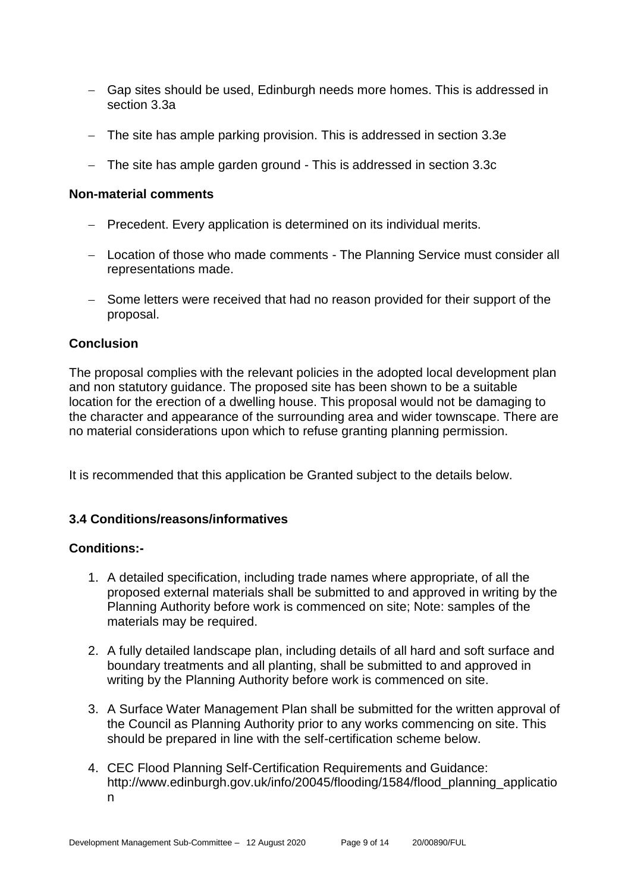- Gap sites should be used, Edinburgh needs more homes. This is addressed in section 3.3a
- The site has ample parking provision. This is addressed in section 3.3e
- The site has ample garden ground - This is addressed in section 3.3c

**Non-material comments**

- Precedent. Every application is determined on its individual merits.
- Location of those who made comments - The Planning Service must consider all representations made.
- Some letters were received that had no reason provided for their support of the proposal.

**Conclusion**

The proposal complies with the relevant policies in the adopted local development plan and non statutory guidance. The proposed site has been shown to be a suitable location for the erection of a dwelling house. This proposal would not be damaging to the character and appearance of the surrounding area and wider townscape. There are no material considerations upon which to refuse granting planning permission.

It is recommended that this application be Granted subject to the details below.

### 3.4 Conditions/reasons/informatives

**Conditions:-**

1. A detailed specification, including trade names where appropriate, of all the proposed external materials shall be submitted to and approved in writing by the Planning Authority before work is commenced on site; Note: samples of the materials may be required.
2. A fully detailed landscape plan, including details of all hard and soft surface and boundary treatments and all planting, shall be submitted to and approved in writing by the Planning Authority before work is commenced on site.
3. A Surface Water Management Plan shall be submitted for the written approval of the Council as Planning Authority prior to any works commencing on site. This should be prepared in line with the self-certification scheme below.
4. CEC Flood Planning Self-Certification Requirements and Guidance: http://www.edinburgh.gov.uk/info/20045/flooding/1584/flood_planning_application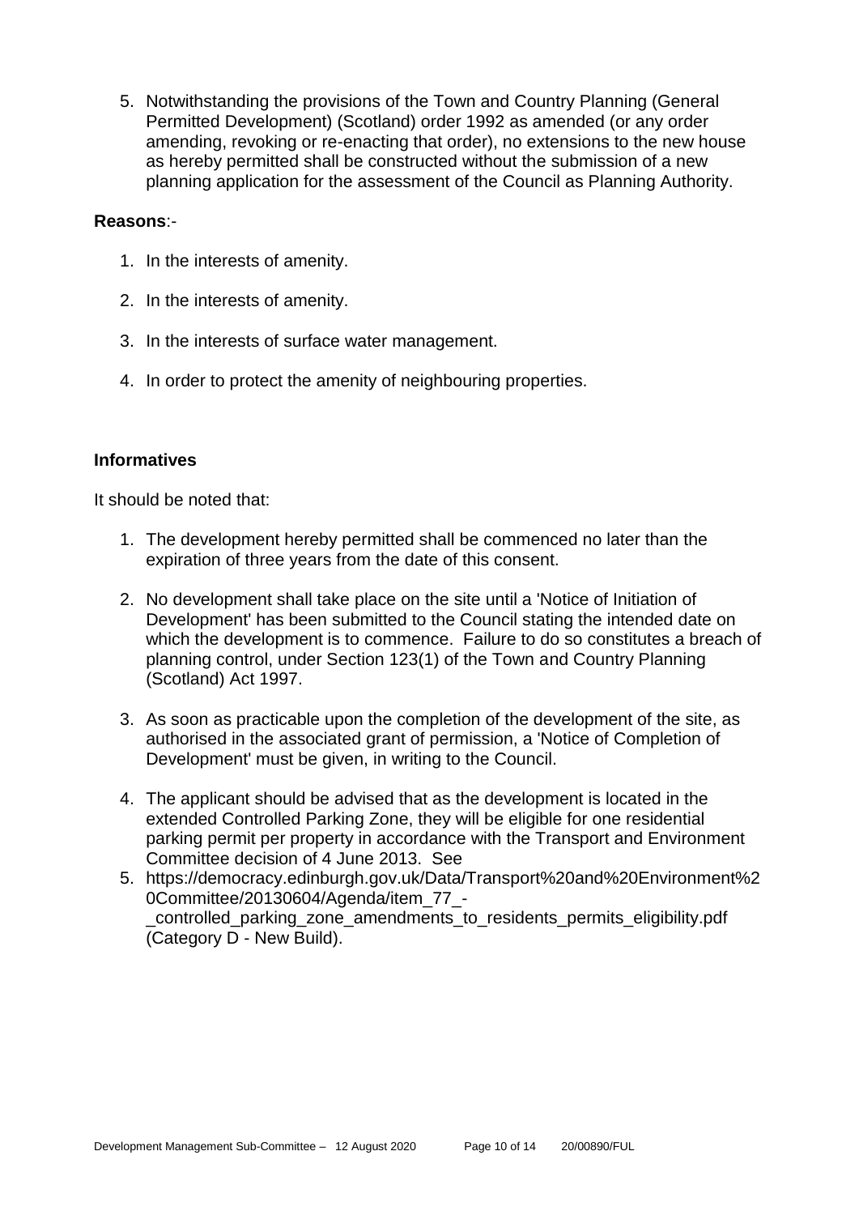5. Notwithstanding the provisions of the Town and Country Planning (General Permitted Development) (Scotland) order 1992 as amended (or any order amending, revoking or re-enacting that order), no extensions to the new house as hereby permitted shall be constructed without the submission of a new planning application for the assessment of the Council as Planning Authority.

**Reasons**:-

1. In the interests of amenity.
2. In the interests of amenity.
3. In the interests of surface water management.
4. In order to protect the amenity of neighbouring properties.

### Informatives

It should be noted that:

1. The development hereby permitted shall be commenced no later than the expiration of three years from the date of this consent.
2. No development shall take place on the site until a 'Notice of Initiation of Development' has been submitted to the Council stating the intended date on which the development is to commence. Failure to do so constitutes a breach of planning control, under Section 123(1) of the Town and Country Planning (Scotland) Act 1997.
3. As soon as practicable upon the completion of the development of the site, as authorised in the associated grant of permission, a 'Notice of Completion of Development' must be given, in writing to the Council.
4. The applicant should be advised that as the development is located in the extended Controlled Parking Zone, they will be eligible for one residential parking permit per property in accordance with the Transport and Environment Committee decision of 4 June 2013. See
5. https://democracy.edinburgh.gov.uk/Data/Transport%20and%20Environment%20Committee/20130604/Agenda/item_77_-_controlled_parking_zone_amendments_to_residents_permits_eligibility.pdf (Category D - New Build).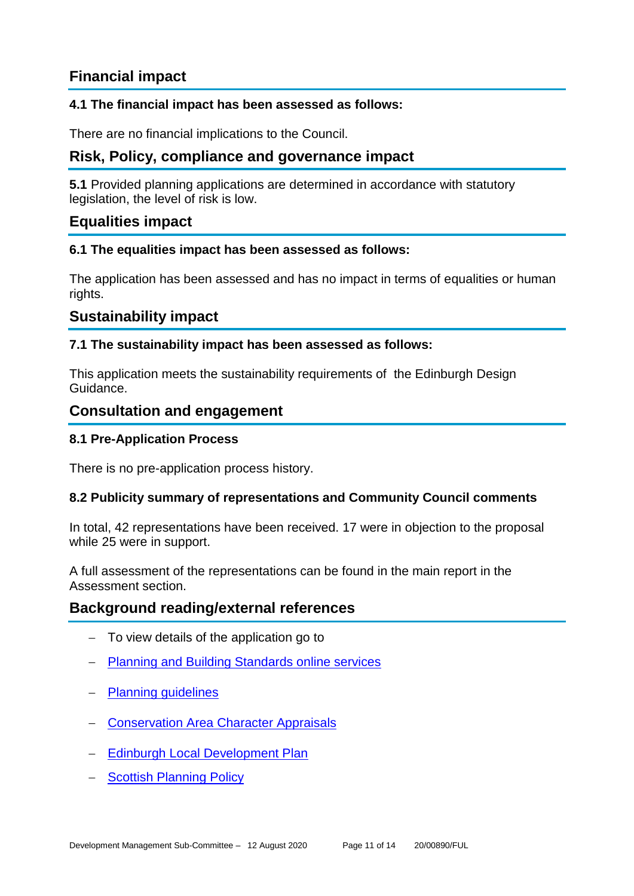## Financial impact

**4.1 The financial impact has been assessed as follows:**

There are no financial implications to the Council.

## Risk, Policy, compliance and governance impact

**5.1** Provided planning applications are determined in accordance with statutory legislation, the level of risk is low.

## Equalities impact

**6.1 The equalities impact has been assessed as follows:**

The application has been assessed and has no impact in terms of equalities or human rights.

## Sustainability impact

**7.1 The sustainability impact has been assessed as follows:**

This application meets the sustainability requirements of the Edinburgh Design Guidance.

## Consultation and engagement

**8.1 Pre-Application Process**

There is no pre-application process history.

**8.2 Publicity summary of representations and Community Council comments**

In total, 42 representations have been received. 17 were in objection to the proposal while 25 were in support.

A full assessment of the representations can be found in the main report in the Assessment section.

## Background reading/external references

- To view details of the application go to
- Planning and Building Standards online services
- Planning guidelines
- Conservation Area Character Appraisals
- Edinburgh Local Development Plan
- Scottish Planning Policy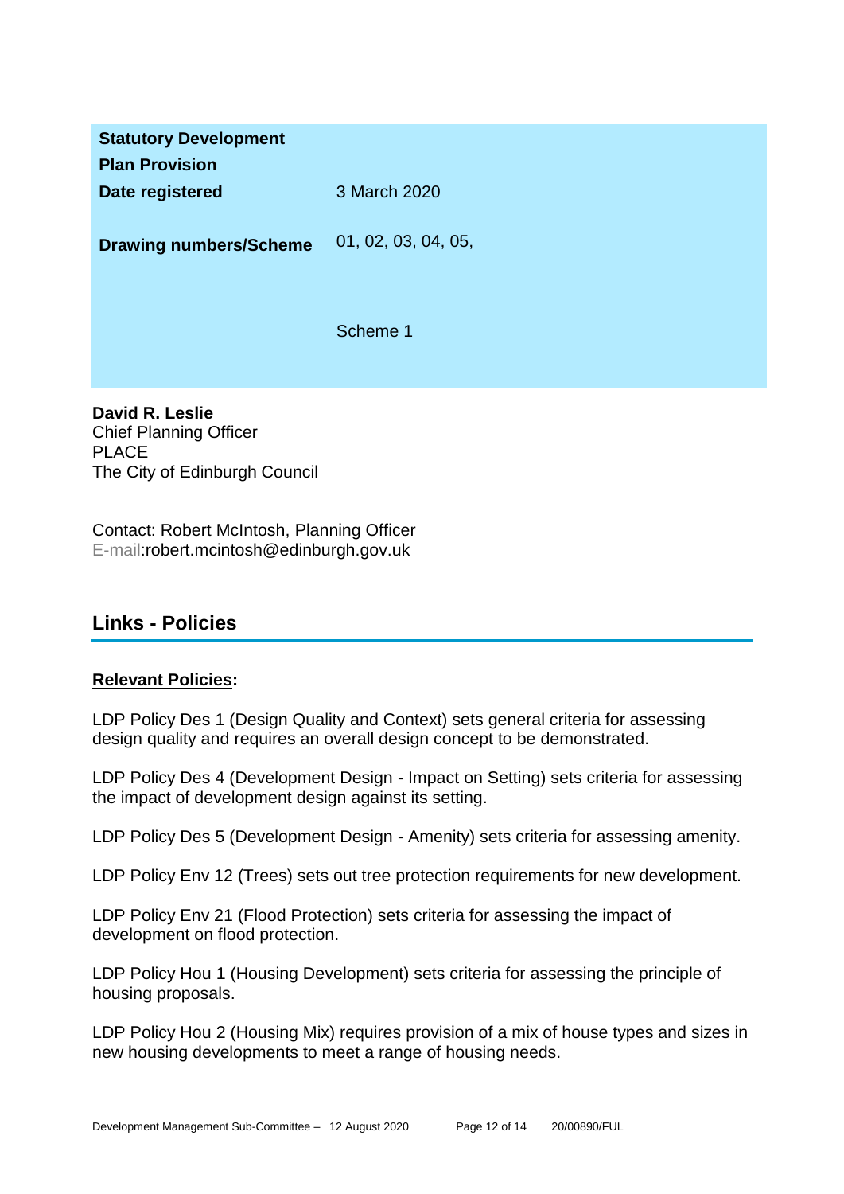| | |
|---|---|
| **Statutory Development Plan Provision** | |
| **Date registered** | 3 March 2020 |
| **Drawing numbers/Scheme** | 01, 02, 03, 04, 05,<br><br>Scheme 1 |

**David R. Leslie**
Chief Planning Officer
PLACE
The City of Edinburgh Council

Contact: Robert McIntosh, Planning Officer
E-mail:robert.mcintosh@edinburgh.gov.uk

## Links - Policies

**Relevant Policies:**

LDP Policy Des 1 (Design Quality and Context) sets general criteria for assessing design quality and requires an overall design concept to be demonstrated.

LDP Policy Des 4 (Development Design - Impact on Setting) sets criteria for assessing the impact of development design against its setting.

LDP Policy Des 5 (Development Design - Amenity) sets criteria for assessing amenity.

LDP Policy Env 12 (Trees) sets out tree protection requirements for new development.

LDP Policy Env 21 (Flood Protection) sets criteria for assessing the impact of development on flood protection.

LDP Policy Hou 1 (Housing Development) sets criteria for assessing the principle of housing proposals.

LDP Policy Hou 2 (Housing Mix) requires provision of a mix of house types and sizes in new housing developments to meet a range of housing needs.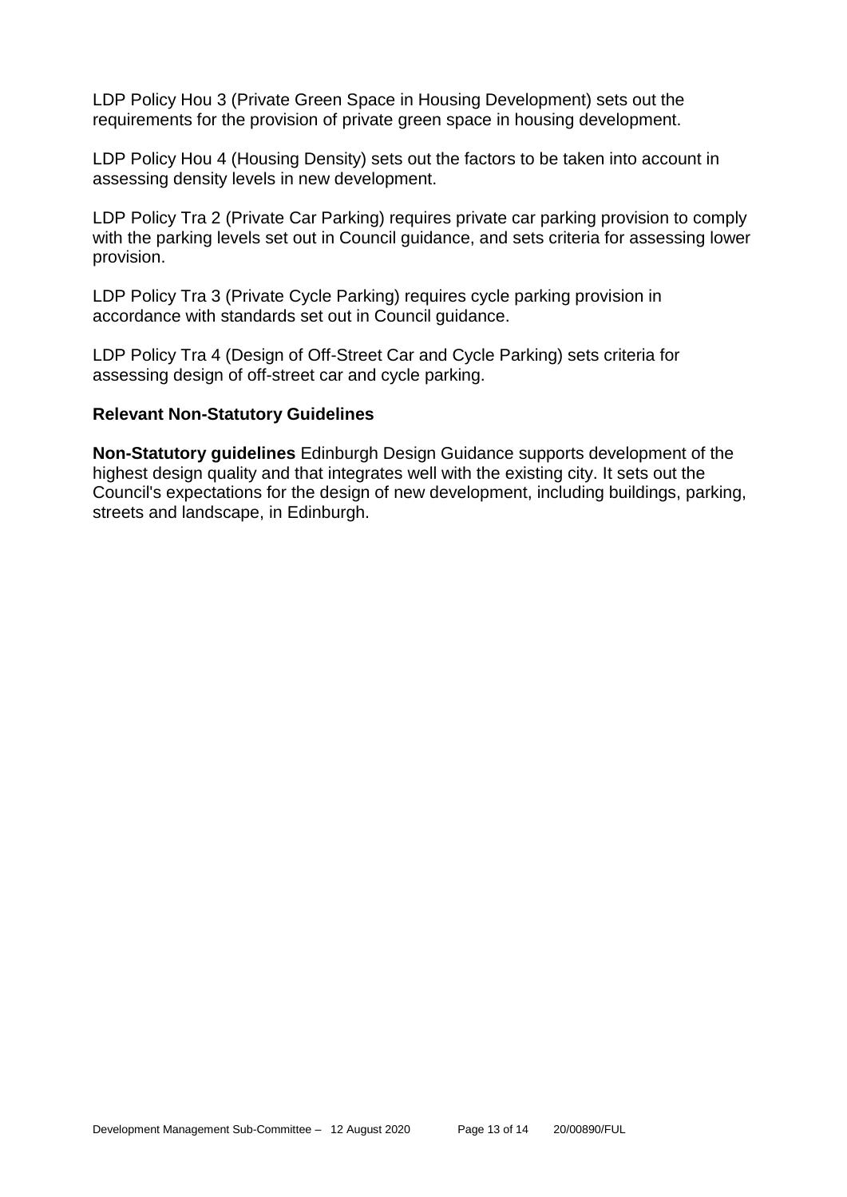LDP Policy Hou 3 (Private Green Space in Housing Development) sets out the requirements for the provision of private green space in housing development.

LDP Policy Hou 4 (Housing Density) sets out the factors to be taken into account in assessing density levels in new development.

LDP Policy Tra 2 (Private Car Parking) requires private car parking provision to comply with the parking levels set out in Council guidance, and sets criteria for assessing lower provision.

LDP Policy Tra 3 (Private Cycle Parking) requires cycle parking provision in accordance with standards set out in Council guidance.

LDP Policy Tra 4 (Design of Off-Street Car and Cycle Parking) sets criteria for assessing design of off-street car and cycle parking.

### Relevant Non-Statutory Guidelines

**Non-Statutory guidelines** Edinburgh Design Guidance supports development of the highest design quality and that integrates well with the existing city. It sets out the Council's expectations for the design of new development, including buildings, parking, streets and landscape, in Edinburgh.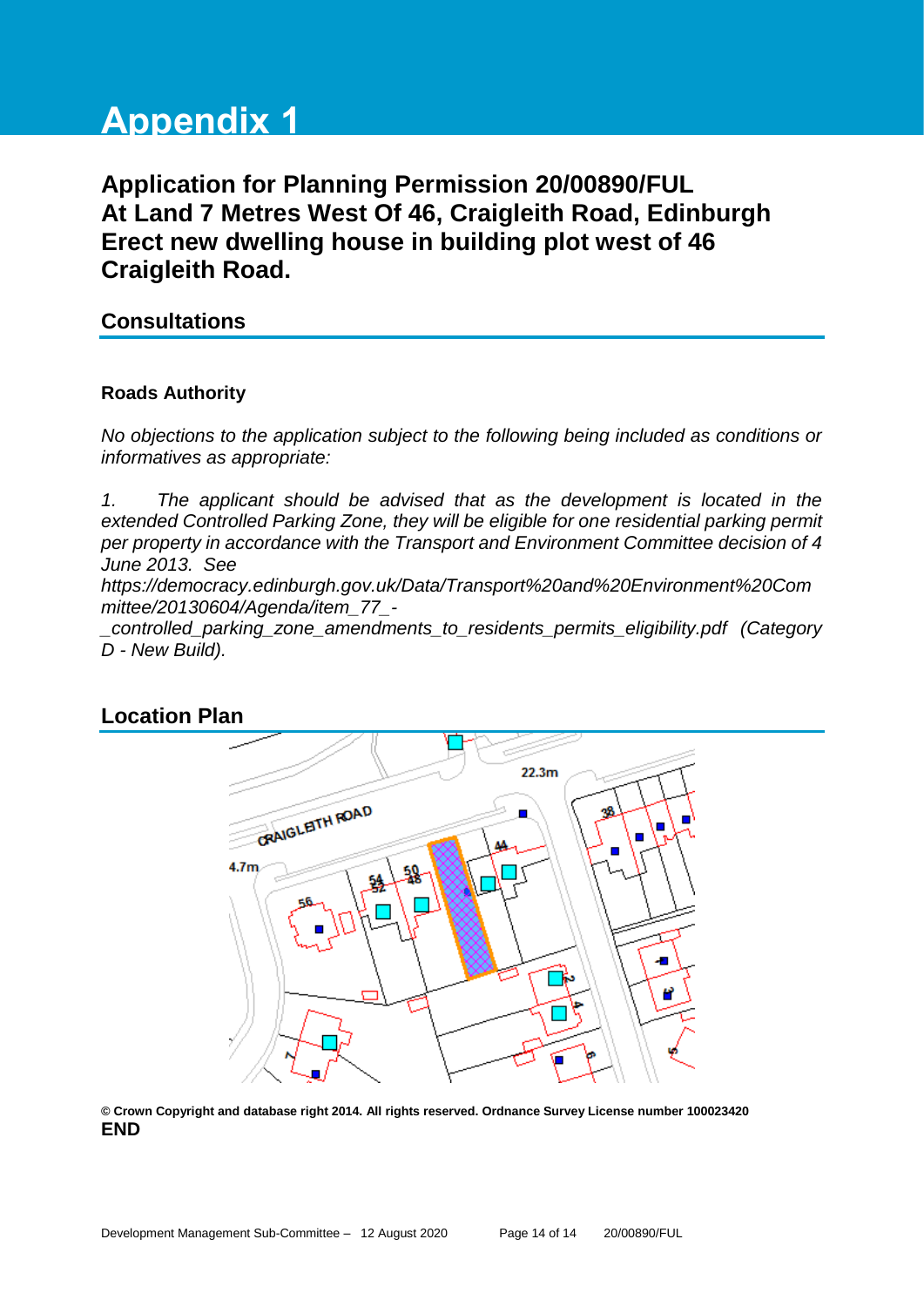# Appendix 1

## Application for Planning Permission 20/00890/FUL
## At Land 7 Metres West Of 46, Craigleith Road, Edinburgh
## Erect new dwelling house in building plot west of 46 Craigleith Road.

### Consultations

**Roads Authority**

*No objections to the application subject to the following being included as conditions or informatives as appropriate:*

*1. The applicant should be advised that as the development is located in the extended Controlled Parking Zone, they will be eligible for one residential parking permit per property in accordance with the Transport and Environment Committee decision of 4 June 2013. See https://democracy.edinburgh.gov.uk/Data/Transport%20and%20Environment%20Committee/20130604/Agenda/item_77_-_controlled_parking_zone_amendments_to_residents_permits_eligibility.pdf (Category D - New Build).*

### Location Plan

22.3m
CRAIGLEITH ROAD
4.7m
38
44
50
48
54
52
56
2
4
6
4
5
7

**© Crown Copyright and database right 2014. All rights reserved. Ordnance Survey License number 100023420**

**END**